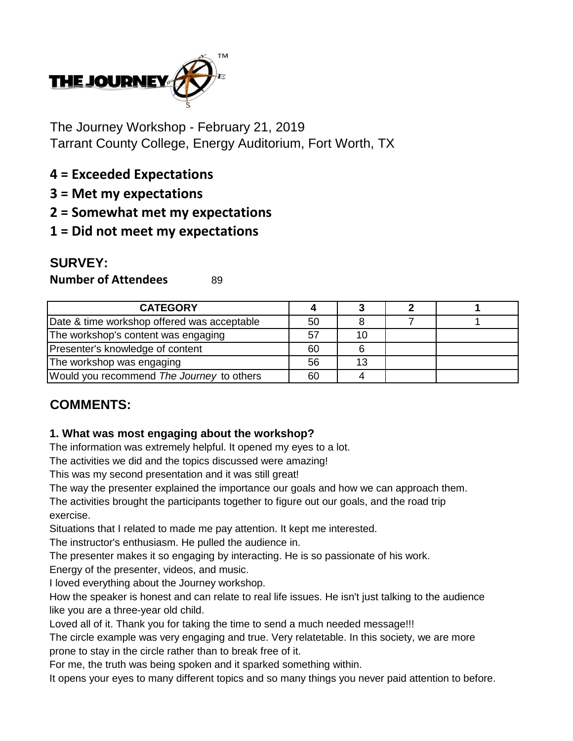THE JOURNEY™

The Journey Workshop - February 21, 2019
Tarrant County College, Energy Auditorium, Fort Worth, TX

**4 = Exceeded Expectations**

**3 = Met my expectations**

**2 = Somewhat met my expectations**

**1 = Did not meet my expectations**

## SURVEY:

**Number of Attendees** 89

| CATEGORY | 4 | 3 | 2 | 1 |
|---|---|---|---|---|
| Date & time workshop offered was acceptable | 50 | 8 | 7 | 1 |
| The workshop's content was engaging | 57 | 10 | | |
| Presenter's knowledge of content | 60 | 6 | | |
| The workshop was engaging | 56 | 13 | | |
| Would you recommend *The Journey* to others | 60 | 4 | | |

## COMMENTS:

### 1. What was most engaging about the workshop?

The information was extremely helpful. It opened my eyes to a lot.

The activities we did and the topics discussed were amazing!

This was my second presentation and it was still great!

The way the presenter explained the importance our goals and how we can approach them.

The activities brought the participants together to figure out our goals, and the road trip exercise.

Situations that I related to made me pay attention. It kept me interested.

The instructor's enthusiasm. He pulled the audience in.

The presenter makes it so engaging by interacting. He is so passionate of his work.

Energy of the presenter, videos, and music.

I loved everything about the Journey workshop.

How the speaker is honest and can relate to real life issues. He isn't just talking to the audience like you are a three-year old child.

Loved all of it. Thank you for taking the time to send a much needed message!!!

The circle example was very engaging and true. Very relatetable. In this society, we are more prone to stay in the circle rather than to break free of it.

For me, the truth was being spoken and it sparked something within.

It opens your eyes to many different topics and so many things you never paid attention to before.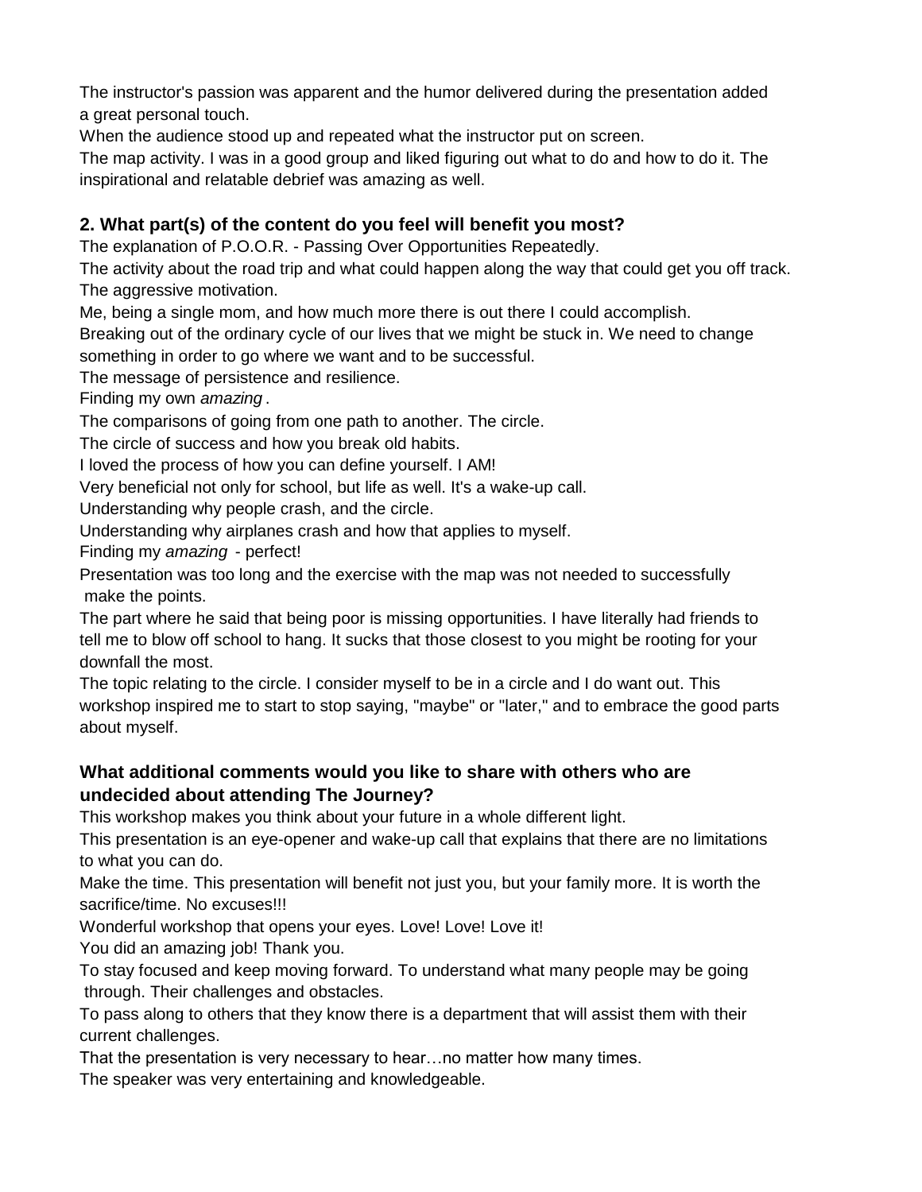The instructor's passion was apparent and the humor delivered during the presentation added a great personal touch.

When the audience stood up and repeated what the instructor put on screen.

The map activity. I was in a good group and liked figuring out what to do and how to do it. The inspirational and relatable debrief was amazing as well.

### 2. What part(s) of the content do you feel will benefit you most?

The explanation of P.O.O.R. - Passing Over Opportunities Repeatedly.

The activity about the road trip and what could happen along the way that could get you off track.

The aggressive motivation.

Me, being a single mom, and how much more there is out there I could accomplish.

Breaking out of the ordinary cycle of our lives that we might be stuck in. We need to change something in order to go where we want and to be successful.

The message of persistence and resilience.

Finding my own *amazing*.

The comparisons of going from one path to another. The circle.

The circle of success and how you break old habits.

I loved the process of how you can define yourself. I AM!

Very beneficial not only for school, but life as well. It's a wake-up call.

Understanding why people crash, and the circle.

Understanding why airplanes crash and how that applies to myself.

Finding my *amazing* - perfect!

Presentation was too long and the exercise with the map was not needed to successfully make the points.

The part where he said that being poor is missing opportunities. I have literally had friends to tell me to blow off school to hang. It sucks that those closest to you might be rooting for your downfall the most.

The topic relating to the circle. I consider myself to be in a circle and I do want out. This workshop inspired me to start to stop saying, "maybe" or "later," and to embrace the good parts about myself.

### What additional comments would you like to share with others who are undecided about attending The Journey?

This workshop makes you think about your future in a whole different light.

This presentation is an eye-opener and wake-up call that explains that there are no limitations to what you can do.

Make the time. This presentation will benefit not just you, but your family more. It is worth the sacrifice/time. No excuses!!!

Wonderful workshop that opens your eyes. Love! Love! Love it!

You did an amazing job! Thank you.

To stay focused and keep moving forward. To understand what many people may be going through. Their challenges and obstacles.

To pass along to others that they know there is a department that will assist them with their current challenges.

That the presentation is very necessary to hear…no matter how many times.

The speaker was very entertaining and knowledgeable.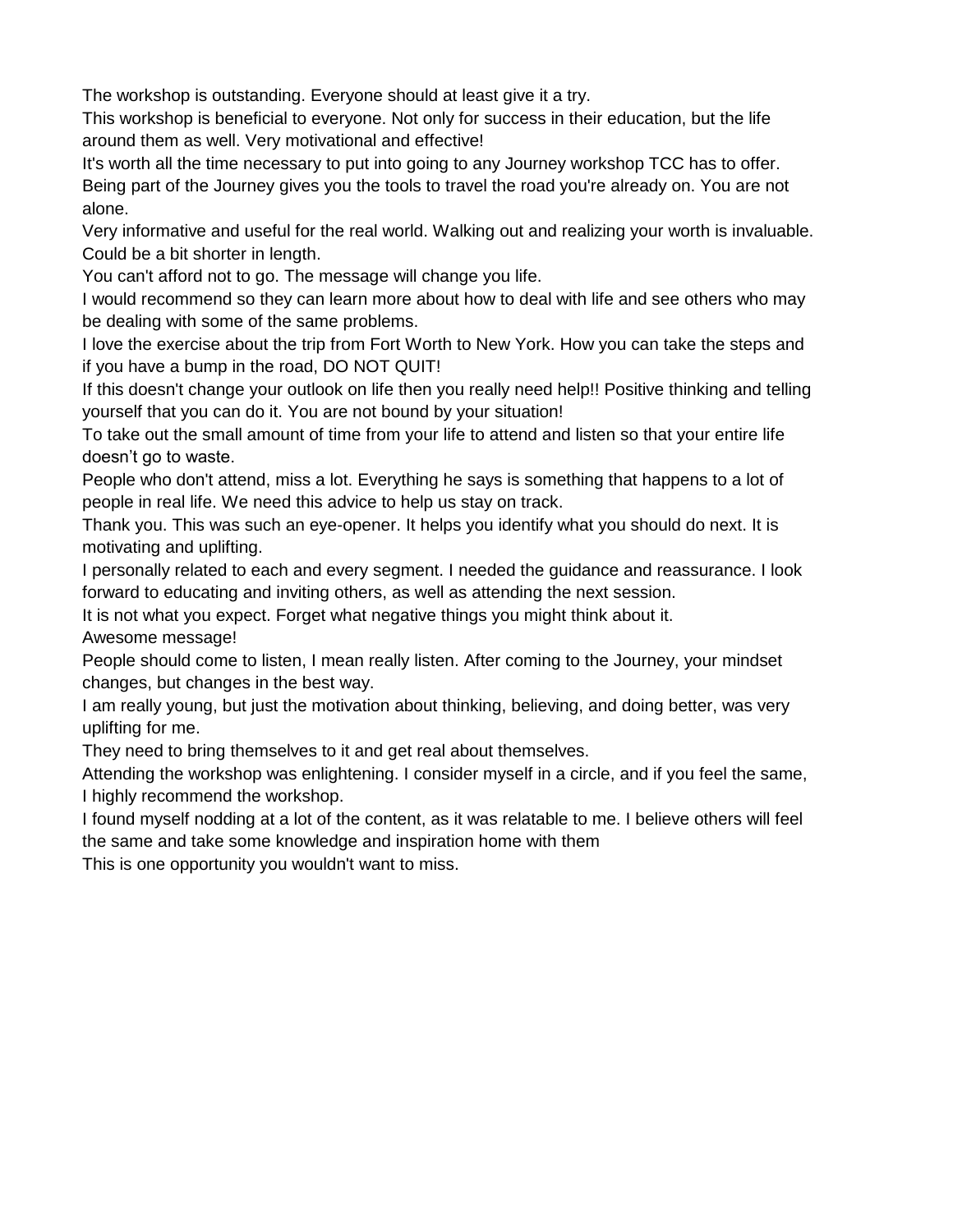The workshop is outstanding. Everyone should at least give it a try.

This workshop is beneficial to everyone. Not only for success in their education, but the life around them as well. Very motivational and effective!

It's worth all the time necessary to put into going to any Journey workshop TCC has to offer.

Being part of the Journey gives you the tools to travel the road you're already on. You are not alone.

Very informative and useful for the real world. Walking out and realizing your worth is invaluable. Could be a bit shorter in length.

You can't afford not to go. The message will change you life.

I would recommend so they can learn more about how to deal with life and see others who may be dealing with some of the same problems.

I love the exercise about the trip from Fort Worth to New York. How you can take the steps and if you have a bump in the road, DO NOT QUIT!

If this doesn't change your outlook on life then you really need help!! Positive thinking and telling yourself that you can do it. You are not bound by your situation!

To take out the small amount of time from your life to attend and listen so that your entire life doesn’t go to waste.

People who don't attend, miss a lot. Everything he says is something that happens to a lot of people in real life. We need this advice to help us stay on track.

Thank you. This was such an eye-opener. It helps you identify what you should do next. It is motivating and uplifting.

I personally related to each and every segment. I needed the guidance and reassurance. I look forward to educating and inviting others, as well as attending the next session.

It is not what you expect. Forget what negative things you might think about it.

Awesome message!

People should come to listen, I mean really listen. After coming to the Journey, your mindset changes, but changes in the best way.

I am really young, but just the motivation about thinking, believing, and doing better, was very uplifting for me.

They need to bring themselves to it and get real about themselves.

Attending the workshop was enlightening. I consider myself in a circle, and if you feel the same, I highly recommend the workshop.

I found myself nodding at a lot of the content, as it was relatable to me. I believe others will feel the same and take some knowledge and inspiration home with them

This is one opportunity you wouldn't want to miss.